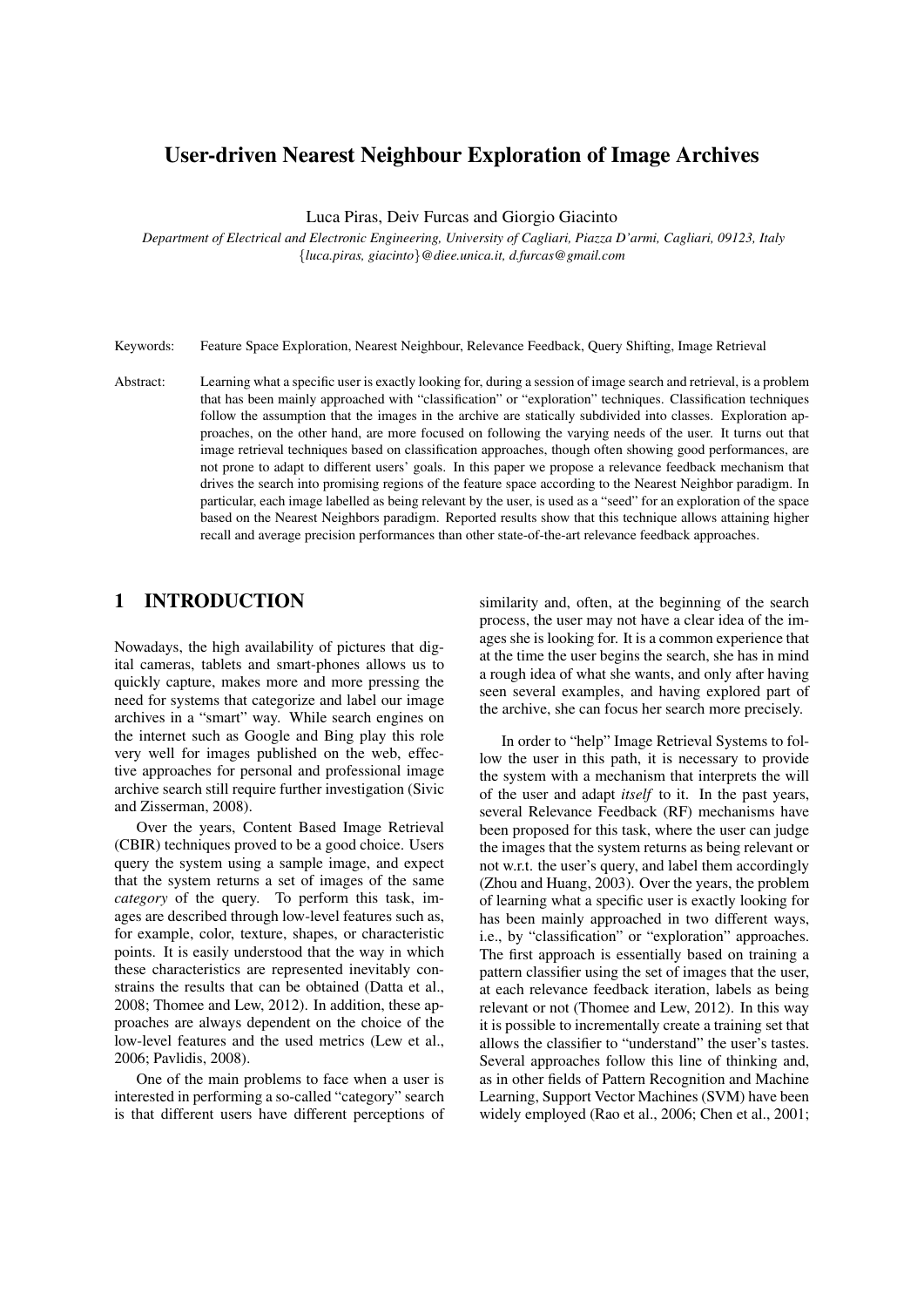# User-driven Nearest Neighbour Exploration of Image Archives

Luca Piras, Deiv Furcas and Giorgio Giacinto

*Department of Electrical and Electronic Engineering, University of Cagliari, Piazza D'armi, Cagliari, 09123, Italy*
*{luca.piras, giacinto}@diee.unica.it, d.furcas@gmail.com*

Keywords: Feature Space Exploration, Nearest Neighbour, Relevance Feedback, Query Shifting, Image Retrieval

Abstract: Learning what a specific user is exactly looking for, during a session of image search and retrieval, is a problem that has been mainly approached with "classification" or "exploration" techniques. Classification techniques follow the assumption that the images in the archive are statically subdivided into classes. Exploration approaches, on the other hand, are more focused on following the varying needs of the user. It turns out that image retrieval techniques based on classification approaches, though often showing good performances, are not prone to adapt to different users' goals. In this paper we propose a relevance feedback mechanism that drives the search into promising regions of the feature space according to the Nearest Neighbor paradigm. In particular, each image labelled as being relevant by the user, is used as a "seed" for an exploration of the space based on the Nearest Neighbors paradigm. Reported results show that this technique allows attaining higher recall and average precision performances than other state-of-the-art relevance feedback approaches.

## 1 INTRODUCTION

Nowadays, the high availability of pictures that digital cameras, tablets and smart-phones allows us to quickly capture, makes more and more pressing the need for systems that categorize and label our image archives in a "smart" way. While search engines on the internet such as Google and Bing play this role very well for images published on the web, effective approaches for personal and professional image archive search still require further investigation (Sivic and Zisserman, 2008).

Over the years, Content Based Image Retrieval (CBIR) techniques proved to be a good choice. Users query the system using a sample image, and expect that the system returns a set of images of the same *category* of the query. To perform this task, images are described through low-level features such as, for example, color, texture, shapes, or characteristic points. It is easily understood that the way in which these characteristics are represented inevitably constrains the results that can be obtained (Datta et al., 2008; Thomee and Lew, 2012). In addition, these approaches are always dependent on the choice of the low-level features and the used metrics (Lew et al., 2006; Pavlidis, 2008).

One of the main problems to face when a user is interested in performing a so-called "category" search is that different users have different perceptions of similarity and, often, at the beginning of the search process, the user may not have a clear idea of the images she is looking for. It is a common experience that at the time the user begins the search, she has in mind a rough idea of what she wants, and only after having seen several examples, and having explored part of the archive, she can focus her search more precisely.

In order to "help" Image Retrieval Systems to follow the user in this path, it is necessary to provide the system with a mechanism that interprets the will of the user and adapt *itself* to it. In the past years, several Relevance Feedback (RF) mechanisms have been proposed for this task, where the user can judge the images that the system returns as being relevant or not w.r.t. the user's query, and label them accordingly (Zhou and Huang, 2003). Over the years, the problem of learning what a specific user is exactly looking for has been mainly approached in two different ways, i.e., by "classification" or "exploration" approaches. The first approach is essentially based on training a pattern classifier using the set of images that the user, at each relevance feedback iteration, labels as being relevant or not (Thomee and Lew, 2012). In this way it is possible to incrementally create a training set that allows the classifier to "understand" the user's tastes. Several approaches follow this line of thinking and, as in other fields of Pattern Recognition and Machine Learning, Support Vector Machines (SVM) have been widely employed (Rao et al., 2006; Chen et al., 2001;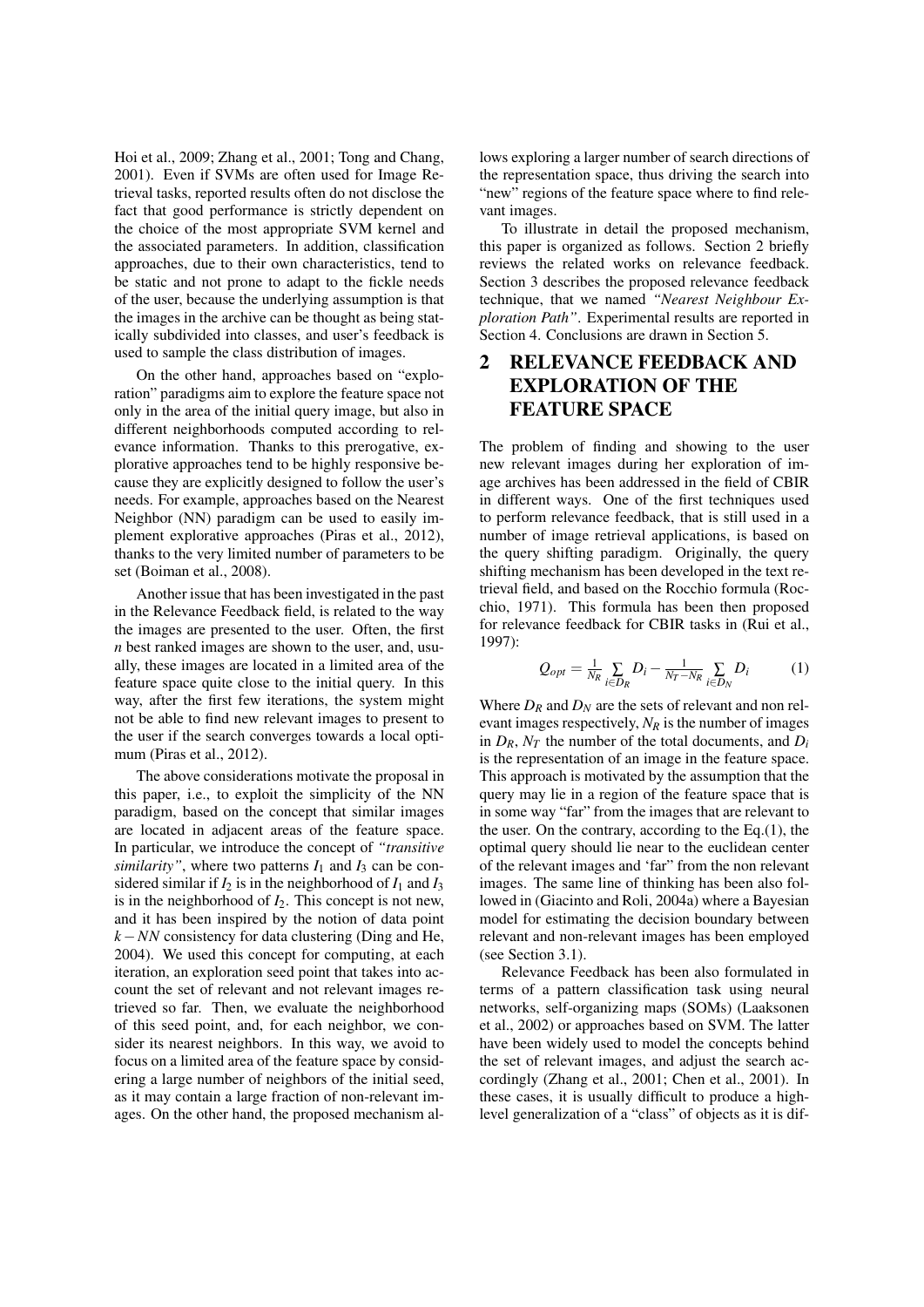Hoi et al., 2009; Zhang et al., 2001; Tong and Chang, 2001). Even if SVMs are often used for Image Retrieval tasks, reported results often do not disclose the fact that good performance is strictly dependent on the choice of the most appropriate SVM kernel and the associated parameters. In addition, classification approaches, due to their own characteristics, tend to be static and not prone to adapt to the fickle needs of the user, because the underlying assumption is that the images in the archive can be thought as being statically subdivided into classes, and user's feedback is used to sample the class distribution of images.

On the other hand, approaches based on "exploration" paradigms aim to explore the feature space not only in the area of the initial query image, but also in different neighborhoods computed according to relevance information. Thanks to this prerogative, explorative approaches tend to be highly responsive because they are explicitly designed to follow the user's needs. For example, approaches based on the Nearest Neighbor (NN) paradigm can be used to easily implement explorative approaches (Piras et al., 2012), thanks to the very limited number of parameters to be set (Boiman et al., 2008).

Another issue that has been investigated in the past in the Relevance Feedback field, is related to the way the images are presented to the user. Often, the first $n$ best ranked images are shown to the user, and, usually, these images are located in a limited area of the feature space quite close to the initial query. In this way, after the first few iterations, the system might not be able to find new relevant images to present to the user if the search converges towards a local optimum (Piras et al., 2012).

The above considerations motivate the proposal in this paper, i.e., to exploit the simplicity of the NN paradigm, based on the concept that similar images are located in adjacent areas of the feature space. In particular, we introduce the concept of *"transitive similarity"*, where two patterns $I_1$ and $I_3$ can be considered similar if $I_2$ is in the neighborhood of $I_1$ and $I_3$ is in the neighborhood of $I_2$. This concept is not new, and it has been inspired by the notion of data point $k-NN$ consistency for data clustering (Ding and He, 2004). We used this concept for computing, at each iteration, an exploration seed point that takes into account the set of relevant and not relevant images retrieved so far. Then, we evaluate the neighborhood of this seed point, and, for each neighbor, we consider its nearest neighbors. In this way, we avoid to focus on a limited area of the feature space by considering a large number of neighbors of the initial seed, as it may contain a large fraction of non-relevant images. On the other hand, the proposed mechanism allows exploring a larger number of search directions of the representation space, thus driving the search into "new" regions of the feature space where to find relevant images.

To illustrate in detail the proposed mechanism, this paper is organized as follows. Section 2 briefly reviews the related works on relevance feedback. Section 3 describes the proposed relevance feedback technique, that we named *"Nearest Neighbour Exploration Path"*. Experimental results are reported in Section 4. Conclusions are drawn in Section 5.

## 2 RELEVANCE FEEDBACK AND EXPLORATION OF THE FEATURE SPACE

The problem of finding and showing to the user new relevant images during her exploration of image archives has been addressed in the field of CBIR in different ways. One of the first techniques used to perform relevance feedback, that is still used in a number of image retrieval applications, is based on the query shifting paradigm. Originally, the query shifting mechanism has been developed in the text retrieval field, and based on the Rocchio formula (Rocchio, 1971). This formula has been then proposed for relevance feedback for CBIR tasks in (Rui et al., 1997):

$$Q_{opt} = \frac{1}{N_R} \sum_{i \in D_R} D_i - \frac{1}{N_T - N_R} \sum_{i \in D_N} D_i \tag{1}$$

Where $D_R$ and $D_N$ are the sets of relevant and non relevant images respectively, $N_R$ is the number of images in $D_R$, $N_T$ the number of the total documents, and $D_i$ is the representation of an image in the feature space. This approach is motivated by the assumption that the query may lie in a region of the feature space that is in some way "far" from the images that are relevant to the user. On the contrary, according to the Eq.(1), the optimal query should lie near to the euclidean center of the relevant images and 'far' from the non relevant images. The same line of thinking has been also followed in (Giacinto and Roli, 2004a) where a Bayesian model for estimating the decision boundary between relevant and non-relevant images has been employed (see Section 3.1).

Relevance Feedback has been also formulated in terms of a pattern classification task using neural networks, self-organizing maps (SOMs) (Laaksonen et al., 2002) or approaches based on SVM. The latter have been widely used to model the concepts behind the set of relevant images, and adjust the search accordingly (Zhang et al., 2001; Chen et al., 2001). In these cases, it is usually difficult to produce a high-level generalization of a "class" of objects as it is dif-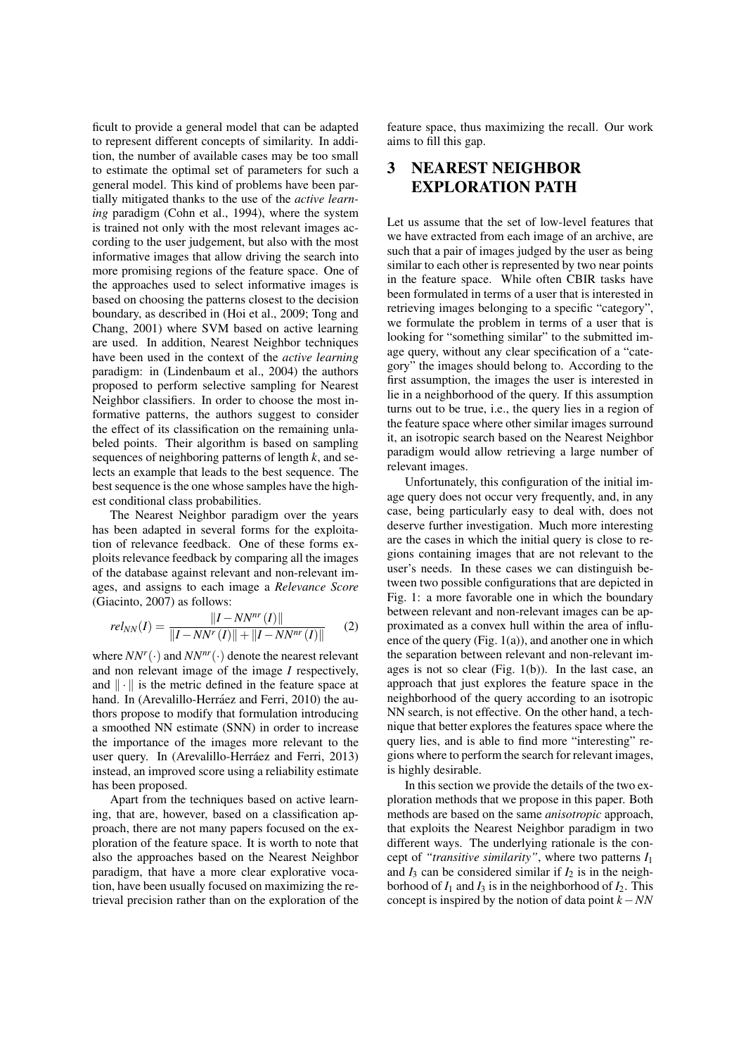ficult to provide a general model that can be adapted to represent different concepts of similarity. In addition, the number of available cases may be too small to estimate the optimal set of parameters for such a general model. This kind of problems have been partially mitigated thanks to the use of the *active learning* paradigm (Cohn et al., 1994), where the system is trained not only with the most relevant images according to the user judgement, but also with the most informative images that allow driving the search into more promising regions of the feature space. One of the approaches used to select informative images is based on choosing the patterns closest to the decision boundary, as described in (Hoi et al., 2009; Tong and Chang, 2001) where SVM based on active learning are used. In addition, Nearest Neighbor techniques have been used in the context of the *active learning* paradigm: in (Lindenbaum et al., 2004) the authors proposed to perform selective sampling for Nearest Neighbor classifiers. In order to choose the most informative patterns, the authors suggest to consider the effect of its classification on the remaining unlabeled points. Their algorithm is based on sampling sequences of neighboring patterns of length $k$, and selects an example that leads to the best sequence. The best sequence is the one whose samples have the highest conditional class probabilities.

The Nearest Neighbor paradigm over the years has been adapted in several forms for the exploitation of relevance feedback. One of these forms exploits relevance feedback by comparing all the images of the database against relevant and non-relevant images, and assigns to each image a *Relevance Score* (Giacinto, 2007) as follows:

$$rel_{NN}(I) = \frac{\|I - NN^{nr}(I)\|}{\|I - NN^{r}(I)\| + \|I - NN^{nr}(I)\|} \quad (2)$$

where $NN^{r}(\cdot)$ and $NN^{nr}(\cdot)$ denote the nearest relevant and non relevant image of the image $I$ respectively, and $\|\cdot\|$ is the metric defined in the feature space at hand. In (Arevalillo-Herráez and Ferri, 2010) the authors propose to modify that formulation introducing a smoothed NN estimate (SNN) in order to increase the importance of the images more relevant to the user query. In (Arevalillo-Herráez and Ferri, 2013) instead, an improved score using a reliability estimate has been proposed.

Apart from the techniques based on active learning, that are, however, based on a classification approach, there are not many papers focused on the exploration of the feature space. It is worth to note that also the approaches based on the Nearest Neighbor paradigm, that have a more clear explorative vocation, have been usually focused on maximizing the retrieval precision rather than on the exploration of the feature space, thus maximizing the recall. Our work aims to fill this gap.

# 3 NEAREST NEIGHBOR EXPLORATION PATH

Let us assume that the set of low-level features that we have extracted from each image of an archive, are such that a pair of images judged by the user as being similar to each other is represented by two near points in the feature space. While often CBIR tasks have been formulated in terms of a user that is interested in retrieving images belonging to a specific "category", we formulate the problem in terms of a user that is looking for "something similar" to the submitted image query, without any clear specification of a "category" the images should belong to. According to the first assumption, the images the user is interested in lie in a neighborhood of the query. If this assumption turns out to be true, i.e., the query lies in a region of the feature space where other similar images surround it, an isotropic search based on the Nearest Neighbor paradigm would allow retrieving a large number of relevant images.

Unfortunately, this configuration of the initial image query does not occur very frequently, and, in any case, being particularly easy to deal with, does not deserve further investigation. Much more interesting are the cases in which the initial query is close to regions containing images that are not relevant to the user's needs. In these cases we can distinguish between two possible configurations that are depicted in Fig. 1: a more favorable one in which the boundary between relevant and non-relevant images can be approximated as a convex hull within the area of influence of the query (Fig. 1(a)), and another one in which the separation between relevant and non-relevant images is not so clear (Fig. 1(b)). In the last case, an approach that just explores the feature space in the neighborhood of the query according to an isotropic NN search, is not effective. On the other hand, a technique that better explores the features space where the query lies, and is able to find more "interesting" regions where to perform the search for relevant images, is highly desirable.

In this section we provide the details of the two exploration methods that we propose in this paper. Both methods are based on the same *anisotropic* approach, that exploits the Nearest Neighbor paradigm in two different ways. The underlying rationale is the concept of *"transitive similarity"*, where two patterns $I_1$ and $I_3$ can be considered similar if $I_2$ is in the neighborhood of $I_1$ and $I_3$ is in the neighborhood of $I_2$. This concept is inspired by the notion of data point $k-NN$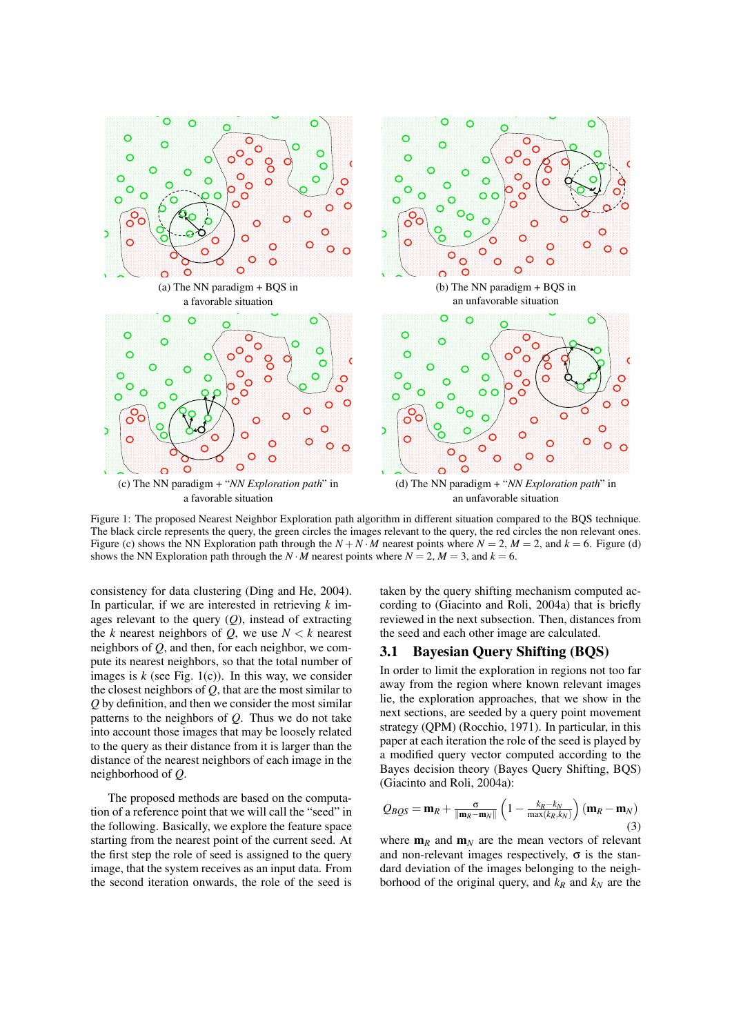(a) The NN paradigm + BQS in a favorable situation

(b) The NN paradigm + BQS in an unfavorable situation

(c) The NN paradigm + "*NN Exploration path*" in a favorable situation

(d) The NN paradigm + "*NN Exploration path*" in an unfavorable situation

Figure 1: The proposed Nearest Neighbor Exploration path algorithm in different situation compared to the BQS technique. The black circle represents the query, the green circles the images relevant to the query, the red circles the non relevant ones. Figure (c) shows the NN Exploration path through the $N + N \cdot M$ nearest points where $N = 2$, $M = 2$, and $k = 6$. Figure (d) shows the NN Exploration path through the $N \cdot M$ nearest points where $N = 2$, $M = 3$, and $k = 6$.

consistency for data clustering (Ding and He, 2004). In particular, if we are interested in retrieving $k$ images relevant to the query ($Q$), instead of extracting the $k$ nearest neighbors of $Q$, we use $N < k$ nearest neighbors of $Q$, and then, for each neighbor, we compute its nearest neighbors, so that the total number of images is $k$ (see Fig. 1(c)). In this way, we consider the closest neighbors of $Q$, that are the most similar to $Q$ by definition, and then we consider the most similar patterns to the neighbors of $Q$. Thus we do not take into account those images that may be loosely related to the query as their distance from it is larger than the distance of the nearest neighbors of each image in the neighborhood of $Q$.

The proposed methods are based on the computation of a reference point that we will call the "seed" in the following. Basically, we explore the feature space starting from the nearest point of the current seed. At the first step the role of seed is assigned to the query image, that the system receives as an input data. From the second iteration onwards, the role of the seed is taken by the query shifting mechanism computed according to (Giacinto and Roli, 2004a) that is briefly reviewed in the next subsection. Then, distances from the seed and each other image are calculated.

## 3.1 Bayesian Query Shifting (BQS)

In order to limit the exploration in regions not too far away from the region where known relevant images lie, the exploration approaches, that we show in the next sections, are seeded by a query point movement strategy (QPM) (Rocchio, 1971). In particular, in this paper at each iteration the role of the seed is played by a modified query vector computed according to the Bayes decision theory (Bayes Query Shifting, BQS) (Giacinto and Roli, 2004a):

$$Q_{BQS} = \mathbf{m}_R + \frac{\sigma}{\|\mathbf{m}_R - \mathbf{m}_N\|}\left(1 - \frac{k_R - k_N}{\max(k_R, k_N)}\right)(\mathbf{m}_R - \mathbf{m}_N) \tag{3}$$

where $\mathbf{m}_R$ and $\mathbf{m}_N$ are the mean vectors of relevant and non-relevant images respectively, $\sigma$ is the standard deviation of the images belonging to the neighborhood of the original query, and $k_R$ and $k_N$ are the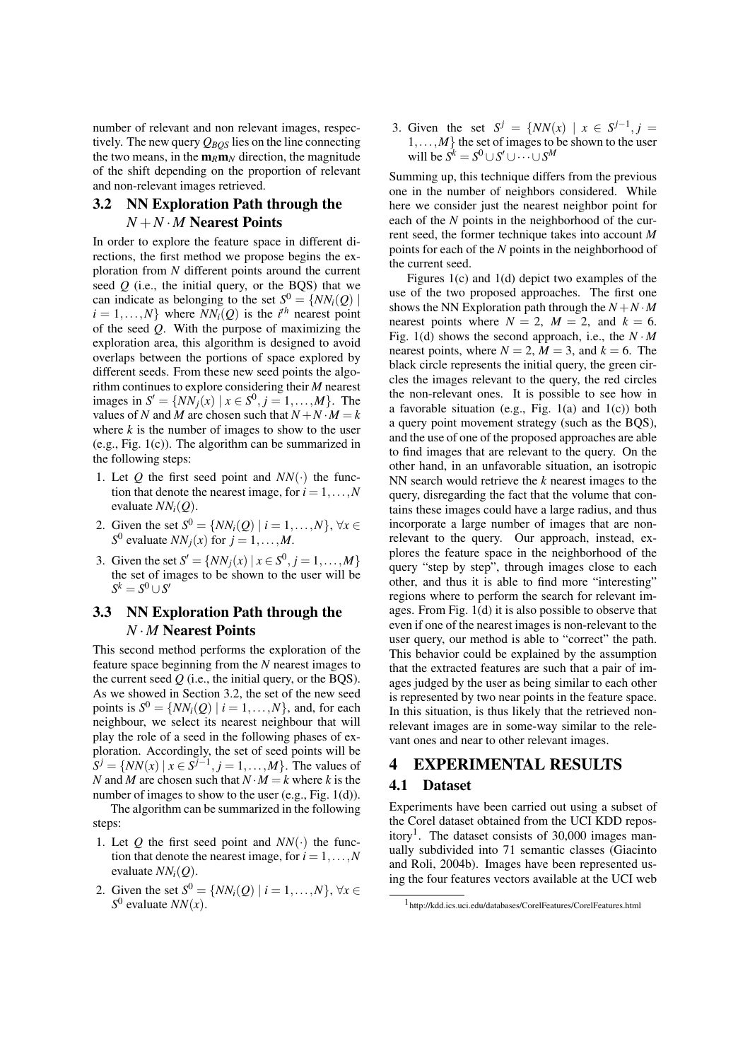number of relevant and non relevant images, respectively. The new query $Q_{BQS}$ lies on the line connecting the two means, in the $\mathbf{m}_R\mathbf{m}_N$ direction, the magnitude of the shift depending on the proportion of relevant and non-relevant images retrieved.

### 3.2 NN Exploration Path through the $N + N \cdot M$ Nearest Points

In order to explore the feature space in different directions, the first method we propose begins the exploration from $N$ different points around the current seed $Q$ (i.e., the initial query, or the BQS) that we can indicate as belonging to the set $S^0 = \{NN_i(Q) \mid i = 1, \ldots, N\}$ where $NN_i(Q)$ is the $i^{th}$ nearest point of the seed $Q$. With the purpose of maximizing the exploration area, this algorithm is designed to avoid overlaps between the portions of space explored by different seeds. From these new seed points the algorithm continues to explore considering their $M$ nearest images in $S' = \{NN_j(x) \mid x \in S^0, j = 1, \ldots, M\}$. The values of $N$ and $M$ are chosen such that $N + N \cdot M = k$ where $k$ is the number of images to show to the user (e.g., Fig. 1(c)). The algorithm can be summarized in the following steps:

1. Let $Q$ the first seed point and $NN(\cdot)$ the function that denote the nearest image, for $i = 1, \ldots, N$ evaluate $NN_i(Q)$.
2. Given the set $S^0 = \{NN_i(Q) \mid i = 1, \ldots, N\}$, $\forall x \in S^0$ evaluate $NN_j(x)$ for $j = 1, \ldots, M$.
3. Given the set $S' = \{NN_j(x) \mid x \in S^0, j = 1, \ldots, M\}$ the set of images to be shown to the user will be $S^k = S^0 \cup S'$

### 3.3 NN Exploration Path through the $N \cdot M$ Nearest Points

This second method performs the exploration of the feature space beginning from the $N$ nearest images to the current seed $Q$ (i.e., the initial query, or the BQS). As we showed in Section 3.2, the set of the new seed points is $S^0 = \{NN_i(Q) \mid i = 1, \ldots, N\}$, and, for each neighbour, we select its nearest neighbour that will play the role of a seed in the following phases of exploration. Accordingly, the set of seed points will be $S^j = \{NN(x) \mid x \in S^{j-1}, j = 1, \ldots, M\}$. The values of $N$ and $M$ are chosen such that $N \cdot M = k$ where $k$ is the number of images to show to the user (e.g., Fig. 1(d)).

The algorithm can be summarized in the following steps:

1. Let $Q$ the first seed point and $NN(\cdot)$ the function that denote the nearest image, for $i = 1, \ldots, N$ evaluate $NN_i(Q)$.
2. Given the set $S^0 = \{NN_i(Q) \mid i = 1, \ldots, N\}$, $\forall x \in S^0$ evaluate $NN(x)$.
3. Given the set $S^j = \{NN(x) \mid x \in S^{j-1}, j = 1, \ldots, M\}$ the set of images to be shown to the user will be $S^k = S^0 \cup S' \cup \cdots \cup S^M$

Summing up, this technique differs from the previous one in the number of neighbors considered. While here we consider just the nearest neighbor point for each of the $N$ points in the neighborhood of the current seed, the former technique takes into account $M$ points for each of the $N$ points in the neighborhood of the current seed.

Figures 1(c) and 1(d) depict two examples of the use of the two proposed approaches. The first one shows the NN Exploration path through the $N + N \cdot M$ nearest points where $N = 2$, $M = 2$, and $k = 6$. Fig. 1(d) shows the second approach, i.e., the $N \cdot M$ nearest points, where $N = 2$, $M = 3$, and $k = 6$. The black circle represents the initial query, the green circles the images relevant to the query, the red circles the non-relevant ones. It is possible to see how in a favorable situation (e.g., Fig. 1(a) and 1(c)) both a query point movement strategy (such as the BQS), and the use of one of the proposed approaches are able to find images that are relevant to the query. On the other hand, in an unfavorable situation, an isotropic NN search would retrieve the $k$ nearest images to the query, disregarding the fact that the volume that contains these images could have a large radius, and thus incorporate a large number of images that are non-relevant to the query. Our approach, instead, explores the feature space in the neighborhood of the query "step by step", through images close to each other, and thus it is able to find more "interesting" regions where to perform the search for relevant images. From Fig. 1(d) it is also possible to observe that even if one of the nearest images is non-relevant to the user query, our method is able to "correct" the path. This behavior could be explained by the assumption that the extracted features are such that a pair of images judged by the user as being similar to each other is represented by two near points in the feature space. In this situation, is thus likely that the retrieved non-relevant images are in some-way similar to the relevant ones and near to other relevant images.

## 4 EXPERIMENTAL RESULTS

### 4.1 Dataset

Experiments have been carried out using a subset of the Corel dataset obtained from the UCI KDD repository[1]. The dataset consists of 30,000 images manually subdivided into 71 semantic classes (Giacinto and Roli, 2004b). Images have been represented using the four features vectors available at the UCI web

[1] http://kdd.ics.uci.edu/databases/CorelFeatures/CorelFeatures.html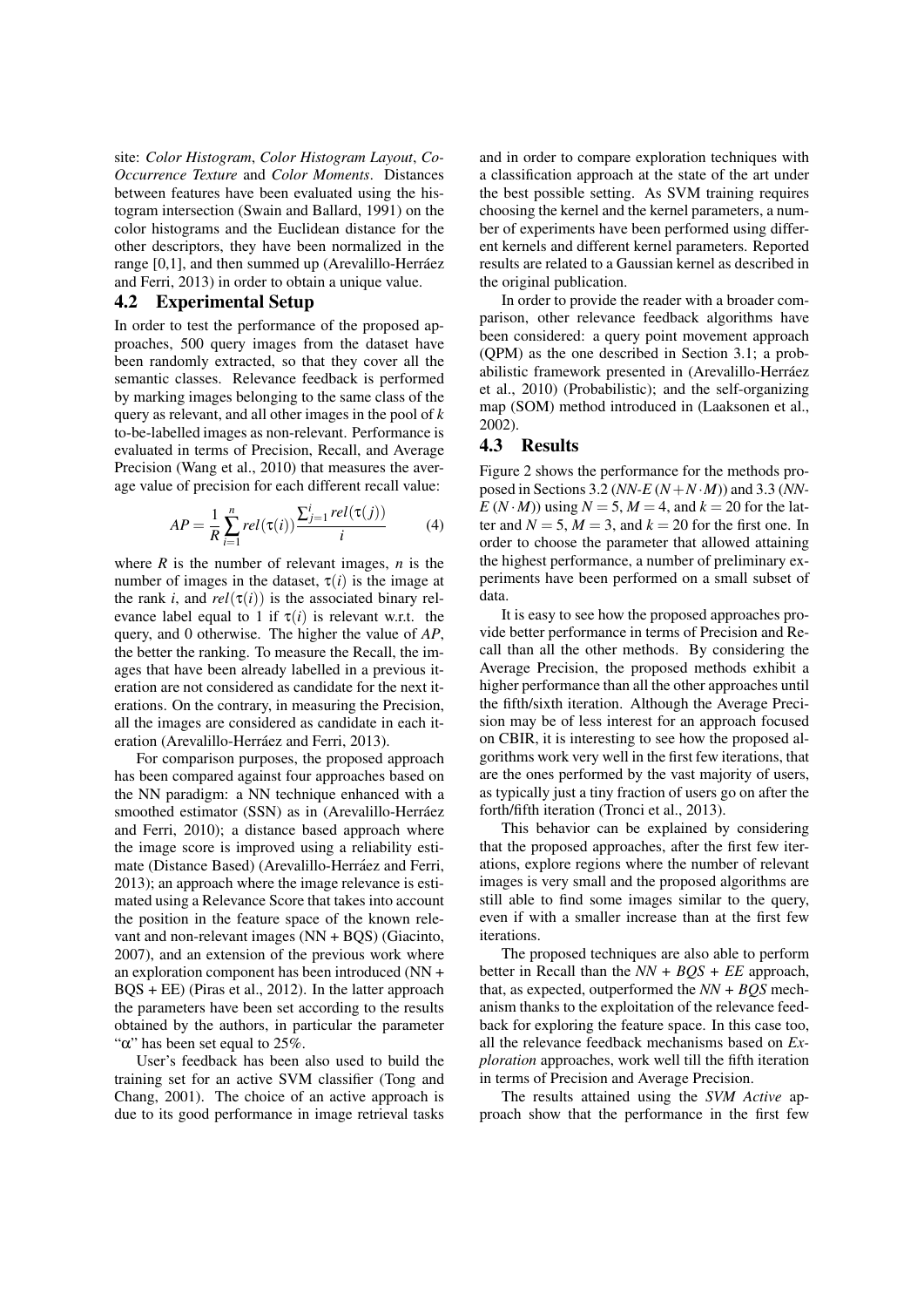site: *Color Histogram*, *Color Histogram Layout*, *Co-Occurrence Texture* and *Color Moments*. Distances between features have been evaluated using the histogram intersection (Swain and Ballard, 1991) on the color histograms and the Euclidean distance for the other descriptors, they have been normalized in the range [0,1], and then summed up (Arevalillo-Herráez and Ferri, 2013) in order to obtain a unique value.

## 4.2 Experimental Setup

In order to test the performance of the proposed approaches, 500 query images from the dataset have been randomly extracted, so that they cover all the semantic classes. Relevance feedback is performed by marking images belonging to the same class of the query as relevant, and all other images in the pool of $k$ to-be-labelled images as non-relevant. Performance is evaluated in terms of Precision, Recall, and Average Precision (Wang et al., 2010) that measures the average value of precision for each different recall value:

$$AP = \frac{1}{R}\sum_{i=1}^{n} rel(\tau(i))\frac{\sum_{j=1}^{i} rel(\tau(j))}{i} \quad (4)$$

where $R$ is the number of relevant images, $n$ is the number of images in the dataset, $\tau(i)$ is the image at the rank $i$, and $rel(\tau(i))$ is the associated binary relevance label equal to 1 if $\tau(i)$ is relevant w.r.t. the query, and 0 otherwise. The higher the value of $AP$, the better the ranking. To measure the Recall, the images that have been already labelled in a previous iteration are not considered as candidate for the next iterations. On the contrary, in measuring the Precision, all the images are considered as candidate in each iteration (Arevalillo-Herráez and Ferri, 2013).

For comparison purposes, the proposed approach has been compared against four approaches based on the NN paradigm: a NN technique enhanced with a smoothed estimator (SSN) as in (Arevalillo-Herráez and Ferri, 2010); a distance based approach where the image score is improved using a reliability estimate (Distance Based) (Arevalillo-Herráez and Ferri, 2013); an approach where the image relevance is estimated using a Relevance Score that takes into account the position in the feature space of the known relevant and non-relevant images (NN + BQS) (Giacinto, 2007), and an extension of the previous work where an exploration component has been introduced (NN + BQS + EE) (Piras et al., 2012). In the latter approach the parameters have been set according to the results obtained by the authors, in particular the parameter "$\alpha$" has been set equal to 25%.

User's feedback has been also used to build the training set for an active SVM classifier (Tong and Chang, 2001). The choice of an active approach is due to its good performance in image retrieval tasks and in order to compare exploration techniques with a classification approach at the state of the art under the best possible setting. As SVM training requires choosing the kernel and the kernel parameters, a number of experiments have been performed using different kernels and different kernel parameters. Reported results are related to a Gaussian kernel as described in the original publication.

In order to provide the reader with a broader comparison, other relevance feedback algorithms have been considered: a query point movement approach (QPM) as the one described in Section 3.1; a probabilistic framework presented in (Arevalillo-Herráez et al., 2010) (Probabilistic); and the self-organizing map (SOM) method introduced in (Laaksonen et al., 2002).

## 4.3 Results

Figure 2 shows the performance for the methods proposed in Sections 3.2 (*NN-E* ($N+N\cdot M$)) and 3.3 (*NN-E* ($N\cdot M$)) using $N=5$, $M=4$, and $k=20$ for the latter and $N=5$, $M=3$, and $k=20$ for the first one. In order to choose the parameter that allowed attaining the highest performance, a number of preliminary experiments have been performed on a small subset of data.

It is easy to see how the proposed approaches provide better performance in terms of Precision and Recall than all the other methods. By considering the Average Precision, the proposed methods exhibit a higher performance than all the other approaches until the fifth/sixth iteration. Although the Average Precision may be of less interest for an approach focused on CBIR, it is interesting to see how the proposed algorithms work very well in the first few iterations, that are the ones performed by the vast majority of users, as typically just a tiny fraction of users go on after the forth/fifth iteration (Tronci et al., 2013).

This behavior can be explained by considering that the proposed approaches, after the first few iterations, explore regions where the number of relevant images is very small and the proposed algorithms are still able to find some images similar to the query, even if with a smaller increase than at the first few iterations.

The proposed techniques are also able to perform better in Recall than the *NN + BQS + EE* approach, that, as expected, outperformed the *NN + BQS* mechanism thanks to the exploitation of the relevance feedback for exploring the feature space. In this case too, all the relevance feedback mechanisms based on *Exploration* approaches, work well till the fifth iteration in terms of Precision and Average Precision.

The results attained using the *SVM Active* approach show that the performance in the first few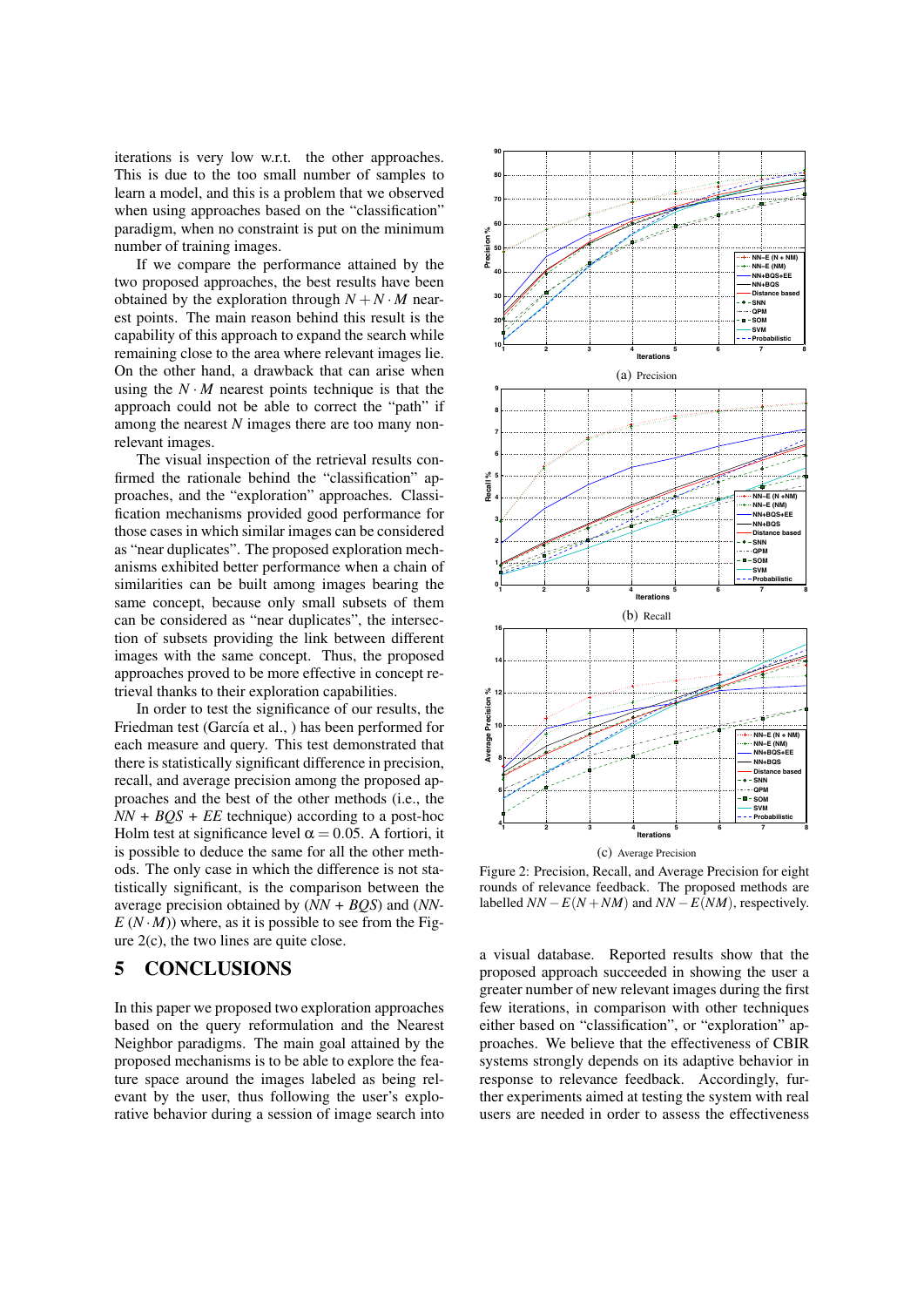iterations is very low w.r.t. the other approaches. This is due to the too small number of samples to learn a model, and this is a problem that we observed when using approaches based on the "classification" paradigm, when no constraint is put on the minimum number of training images.

If we compare the performance attained by the two proposed approaches, the best results have been obtained by the exploration through $N + N \cdot M$ nearest points. The main reason behind this result is the capability of this approach to expand the search while remaining close to the area where relevant images lie. On the other hand, a drawback that can arise when using the $N \cdot M$ nearest points technique is that the approach could not be able to correct the "path" if among the nearest $N$ images there are too many non-relevant images.

The visual inspection of the retrieval results confirmed the rationale behind the "classification" approaches, and the "exploration" approaches. Classification mechanisms provided good performance for those cases in which similar images can be considered as "near duplicates". The proposed exploration mechanisms exhibited better performance when a chain of similarities can be built among images bearing the same concept, because only small subsets of them can be considered as "near duplicates", the intersection of subsets providing the link between different images with the same concept. Thus, the proposed approaches proved to be more effective in concept retrieval thanks to their exploration capabilities.

In order to test the significance of our results, the Friedman test (García et al., ) has been performed for each measure and query. This test demonstrated that there is statistically significant difference in precision, recall, and average precision among the proposed approaches and the best of the other methods (i.e., the *NN + BQS + EE* technique) according to a post-hoc Holm test at significance level $\alpha = 0.05$. A fortiori, it is possible to deduce the same for all the other methods. The only case in which the difference is not statistically significant, is the comparison between the average precision obtained by (*NN + BQS*) and (*NN-E* $(N \cdot M)$) where, as it is possible to see from the Figure 2(c), the two lines are quite close.

## 5 CONCLUSIONS

In this paper we proposed two exploration approaches based on the query reformulation and the Nearest Neighbor paradigms. The main goal attained by the proposed mechanisms is to be able to explore the feature space around the images labeled as being relevant by the user, thus following the user's explorative behavior during a session of image search into a visual database. Reported results show that the proposed approach succeeded in showing the user a greater number of new relevant images during the first few iterations, in comparison with other techniques either based on "classification", or "exploration" approaches. We believe that the effectiveness of CBIR systems strongly depends on its adaptive behavior in response to relevance feedback. Accordingly, further experiments aimed at testing the system with real users are needed in order to assess the effectiveness

Precision %
90
80
70
60
50
40
30
20
10
1 2 3 4 5 6 7 8
Iterations
NN−E (N + NM)
NN−E (NM)
NN+BQS+EE
NN+BQS
Distance based
SNN
QPM
SOM
SVM
Probabilistic

(a) Precision

Recall %
9
8
7
6
5
4
3
2
1
0
1 2 3 4 5 6 7 8
Iterations
NN−E (N +NM)
NN−E (NM)
NN+BQS+EE
NN+BQS
Distance based
SNN
QPM
SOM
SVM
Probabilistic

(b) Recall

Average Precision %
16
14
12
10
8
6
4
1 2 3 4 5 6 7 8
Iterations
NN−E (N + NM)
NN−E (NM)
NN+BQS+EE
NN+BQS
Distance based
SNN
QPM
SOM
SVM
Probabilistic

(c) Average Precision

Figure 2: Precision, Recall, and Average Precision for eight rounds of relevance feedback. The proposed methods are labelled $NN - E(N + NM)$ and $NN - E(NM)$, respectively.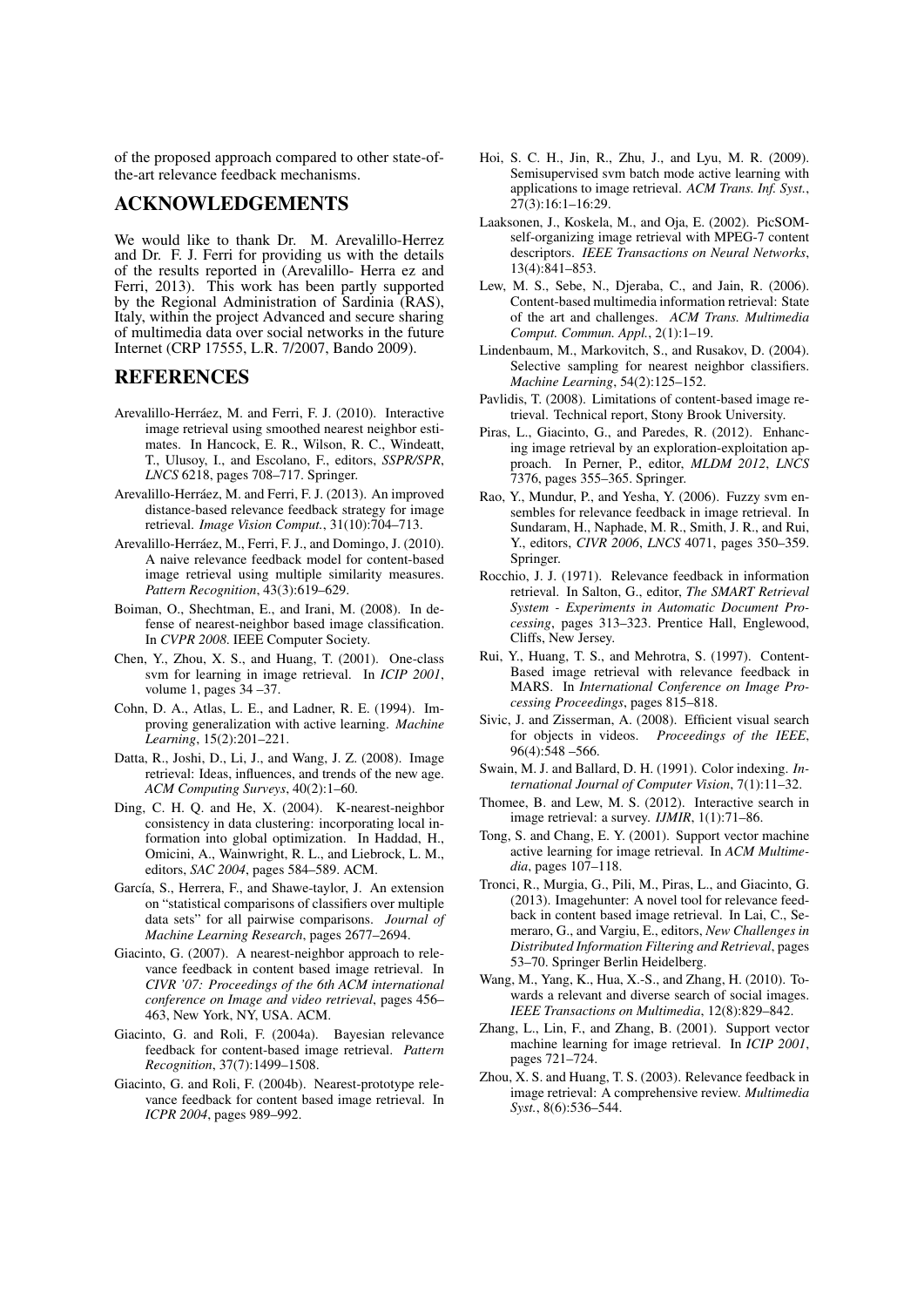of the proposed approach compared to other state-of-the-art relevance feedback mechanisms.

## ACKNOWLEDGEMENTS

We would like to thank Dr. M. Arevalillo-Herrez and Dr. F. J. Ferri for providing us with the details of the results reported in (Arevalillo- Herra ez and Ferri, 2013). This work has been partly supported by the Regional Administration of Sardinia (RAS), Italy, within the project Advanced and secure sharing of multimedia data over social networks in the future Internet (CRP 17555, L.R. 7/2007, Bando 2009).

## REFERENCES

Arevalillo-Herráez, M. and Ferri, F. J. (2010). Interactive image retrieval using smoothed nearest neighbor estimates. In Hancock, E. R., Wilson, R. C., Windeatt, T., Ulusoy, I., and Escolano, F., editors, *SSPR/SPR*, *LNCS* 6218, pages 708–717. Springer.

Arevalillo-Herráez, M. and Ferri, F. J. (2013). An improved distance-based relevance feedback strategy for image retrieval. *Image Vision Comput.*, 31(10):704–713.

Arevalillo-Herráez, M., Ferri, F. J., and Domingo, J. (2010). A naive relevance feedback model for content-based image retrieval using multiple similarity measures. *Pattern Recognition*, 43(3):619–629.

Boiman, O., Shechtman, E., and Irani, M. (2008). In defense of nearest-neighbor based image classification. In *CVPR 2008*. IEEE Computer Society.

Chen, Y., Zhou, X. S., and Huang, T. (2001). One-class svm for learning in image retrieval. In *ICIP 2001*, volume 1, pages 34 –37.

Cohn, D. A., Atlas, L. E., and Ladner, R. E. (1994). Improving generalization with active learning. *Machine Learning*, 15(2):201–221.

Datta, R., Joshi, D., Li, J., and Wang, J. Z. (2008). Image retrieval: Ideas, influences, and trends of the new age. *ACM Computing Surveys*, 40(2):1–60.

Ding, C. H. Q. and He, X. (2004). K-nearest-neighbor consistency in data clustering: incorporating local information into global optimization. In Haddad, H., Omicini, A., Wainwright, R. L., and Liebrock, L. M., editors, *SAC 2004*, pages 584–589. ACM.

García, S., Herrera, F., and Shawe-taylor, J. An extension on "statistical comparisons of classifiers over multiple data sets" for all pairwise comparisons. *Journal of Machine Learning Research*, pages 2677–2694.

Giacinto, G. (2007). A nearest-neighbor approach to relevance feedback in content based image retrieval. In *CIVR '07: Proceedings of the 6th ACM international conference on Image and video retrieval*, pages 456–463, New York, NY, USA. ACM.

Giacinto, G. and Roli, F. (2004a). Bayesian relevance feedback for content-based image retrieval. *Pattern Recognition*, 37(7):1499–1508.

Giacinto, G. and Roli, F. (2004b). Nearest-prototype relevance feedback for content based image retrieval. In *ICPR 2004*, pages 989–992.

Hoi, S. C. H., Jin, R., Zhu, J., and Lyu, M. R. (2009). Semisupervised svm batch mode active learning with applications to image retrieval. *ACM Trans. Inf. Syst.*, 27(3):16:1–16:29.

Laaksonen, J., Koskela, M., and Oja, E. (2002). PicSOM-self-organizing image retrieval with MPEG-7 content descriptors. *IEEE Transactions on Neural Networks*, 13(4):841–853.

Lew, M. S., Sebe, N., Djeraba, C., and Jain, R. (2006). Content-based multimedia information retrieval: State of the art and challenges. *ACM Trans. Multimedia Comput. Commun. Appl.*, 2(1):1–19.

Lindenbaum, M., Markovitch, S., and Rusakov, D. (2004). Selective sampling for nearest neighbor classifiers. *Machine Learning*, 54(2):125–152.

Pavlidis, T. (2008). Limitations of content-based image retrieval. Technical report, Stony Brook University.

Piras, L., Giacinto, G., and Paredes, R. (2012). Enhancing image retrieval by an exploration-exploitation approach. In Perner, P., editor, *MLDM 2012*, *LNCS* 7376, pages 355–365. Springer.

Rao, Y., Mundur, P., and Yesha, Y. (2006). Fuzzy svm ensembles for relevance feedback in image retrieval. In Sundaram, H., Naphade, M. R., Smith, J. R., and Rui, Y., editors, *CIVR 2006*, *LNCS* 4071, pages 350–359. Springer.

Rocchio, J. J. (1971). Relevance feedback in information retrieval. In Salton, G., editor, *The SMART Retrieval System - Experiments in Automatic Document Processing*, pages 313–323. Prentice Hall, Englewood, Cliffs, New Jersey.

Rui, Y., Huang, T. S., and Mehrotra, S. (1997). Content-Based image retrieval with relevance feedback in MARS. In *International Conference on Image Processing Proceedings*, pages 815–818.

Sivic, J. and Zisserman, A. (2008). Efficient visual search for objects in videos. *Proceedings of the IEEE*, 96(4):548 –566.

Swain, M. J. and Ballard, D. H. (1991). Color indexing. *International Journal of Computer Vision*, 7(1):11–32.

Thomee, B. and Lew, M. S. (2012). Interactive search in image retrieval: a survey. *IJMIR*, 1(1):71–86.

Tong, S. and Chang, E. Y. (2001). Support vector machine active learning for image retrieval. In *ACM Multimedia*, pages 107–118.

Tronci, R., Murgia, G., Pili, M., Piras, L., and Giacinto, G. (2013). Imagehunter: A novel tool for relevance feedback in content based image retrieval. In Lai, C., Semeraro, G., and Vargiu, E., editors, *New Challenges in Distributed Information Filtering and Retrieval*, pages 53–70. Springer Berlin Heidelberg.

Wang, M., Yang, K., Hua, X.-S., and Zhang, H. (2010). Towards a relevant and diverse search of social images. *IEEE Transactions on Multimedia*, 12(8):829–842.

Zhang, L., Lin, F., and Zhang, B. (2001). Support vector machine learning for image retrieval. In *ICIP 2001*, pages 721–724.

Zhou, X. S. and Huang, T. S. (2003). Relevance feedback in image retrieval: A comprehensive review. *Multimedia Syst.*, 8(6):536–544.